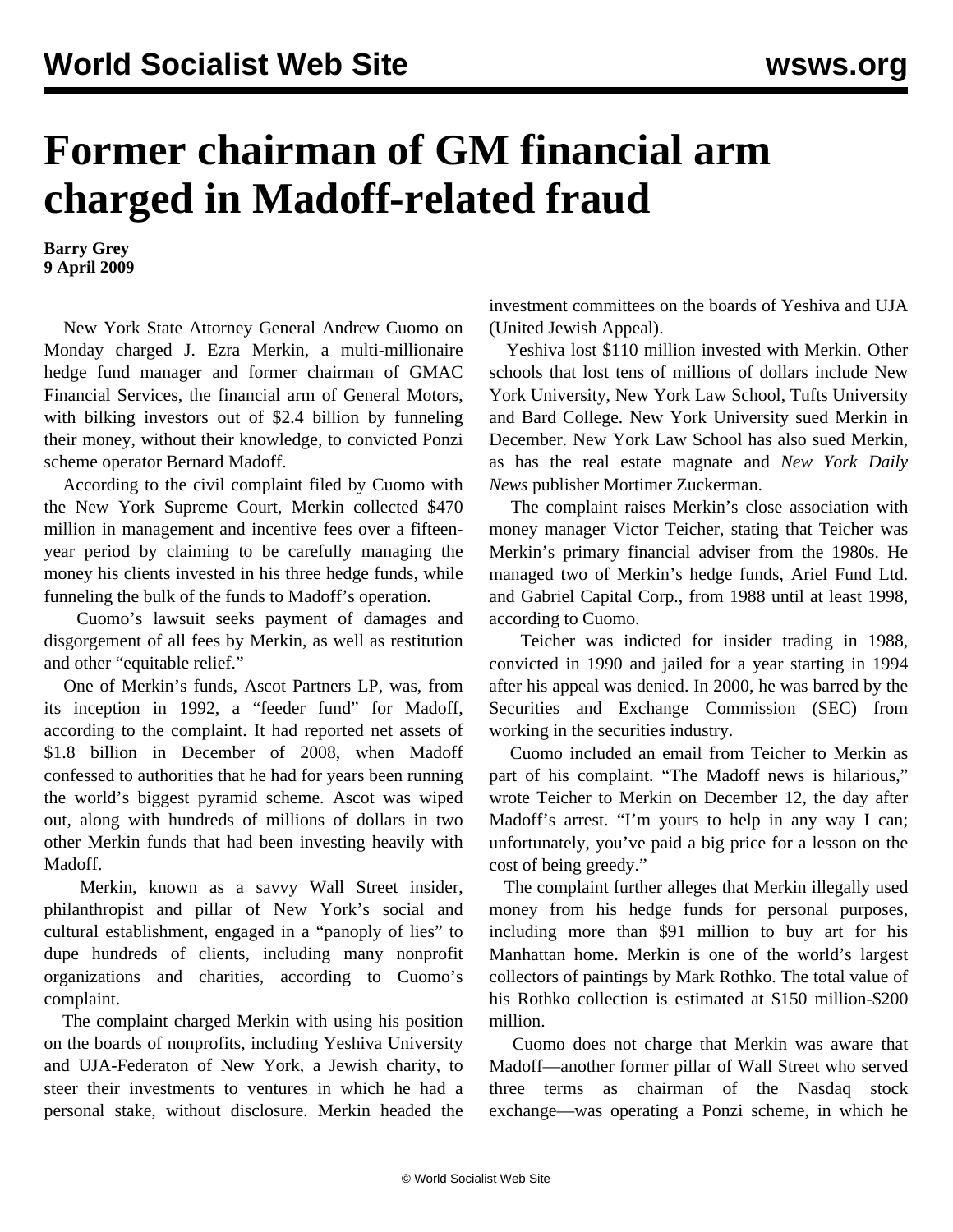# Former chairman of GM financial arm charged in Madoff-related fraud

**Barry Grey**
**9 April 2009**

New York State Attorney General Andrew Cuomo on Monday charged J. Ezra Merkin, a multi-millionaire hedge fund manager and former chairman of GMAC Financial Services, the financial arm of General Motors, with bilking investors out of $2.4 billion by funneling their money, without their knowledge, to convicted Ponzi scheme operator Bernard Madoff.

According to the civil complaint filed by Cuomo with the New York Supreme Court, Merkin collected $470 million in management and incentive fees over a fifteen-year period by claiming to be carefully managing the money his clients invested in his three hedge funds, while funneling the bulk of the funds to Madoff's operation.

Cuomo's lawsuit seeks payment of damages and disgorgement of all fees by Merkin, as well as restitution and other "equitable relief."

One of Merkin's funds, Ascot Partners LP, was, from its inception in 1992, a "feeder fund" for Madoff, according to the complaint. It had reported net assets of $1.8 billion in December of 2008, when Madoff confessed to authorities that he had for years been running the world's biggest pyramid scheme. Ascot was wiped out, along with hundreds of millions of dollars in two other Merkin funds that had been investing heavily with Madoff.

Merkin, known as a savvy Wall Street insider, philanthropist and pillar of New York's social and cultural establishment, engaged in a "panoply of lies" to dupe hundreds of clients, including many nonprofit organizations and charities, according to Cuomo's complaint.

The complaint charged Merkin with using his position on the boards of nonprofits, including Yeshiva University and UJA-Federaton of New York, a Jewish charity, to steer their investments to ventures in which he had a personal stake, without disclosure. Merkin headed the investment committees on the boards of Yeshiva and UJA (United Jewish Appeal).

Yeshiva lost $110 million invested with Merkin. Other schools that lost tens of millions of dollars include New York University, New York Law School, Tufts University and Bard College. New York University sued Merkin in December. New York Law School has also sued Merkin, as has the real estate magnate and *New York Daily News* publisher Mortimer Zuckerman.

The complaint raises Merkin's close association with money manager Victor Teicher, stating that Teicher was Merkin's primary financial adviser from the 1980s. He managed two of Merkin's hedge funds, Ariel Fund Ltd. and Gabriel Capital Corp., from 1988 until at least 1998, according to Cuomo.

Teicher was indicted for insider trading in 1988, convicted in 1990 and jailed for a year starting in 1994 after his appeal was denied. In 2000, he was barred by the Securities and Exchange Commission (SEC) from working in the securities industry.

Cuomo included an email from Teicher to Merkin as part of his complaint. "The Madoff news is hilarious," wrote Teicher to Merkin on December 12, the day after Madoff's arrest. "I'm yours to help in any way I can; unfortunately, you've paid a big price for a lesson on the cost of being greedy."

The complaint further alleges that Merkin illegally used money from his hedge funds for personal purposes, including more than $91 million to buy art for his Manhattan home. Merkin is one of the world's largest collectors of paintings by Mark Rothko. The total value of his Rothko collection is estimated at $150 million-$200 million.

Cuomo does not charge that Merkin was aware that Madoff—another former pillar of Wall Street who served three terms as chairman of the Nasdaq stock exchange—was operating a Ponzi scheme, in which he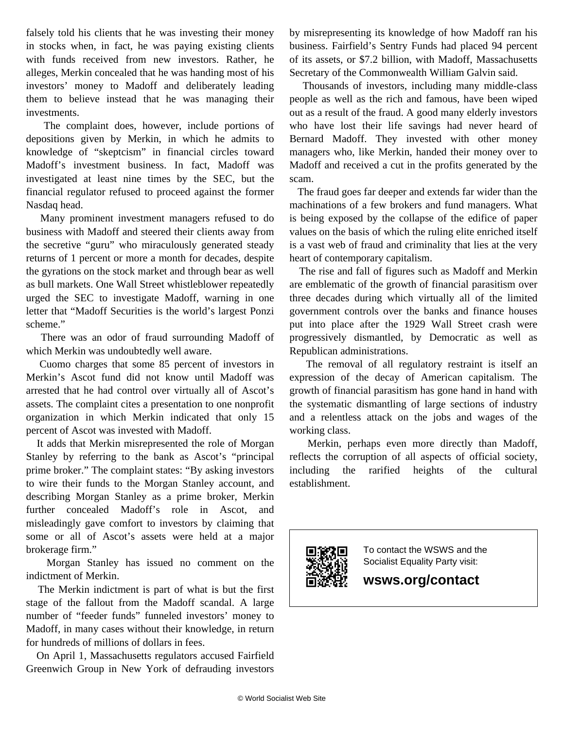falsely told his clients that he was investing their money in stocks when, in fact, he was paying existing clients with funds received from new investors. Rather, he alleges, Merkin concealed that he was handing most of his investors' money to Madoff and deliberately leading them to believe instead that he was managing their investments.

The complaint does, however, include portions of depositions given by Merkin, in which he admits to knowledge of "skeptcism" in financial circles toward Madoff's investment business. In fact, Madoff was investigated at least nine times by the SEC, but the financial regulator refused to proceed against the former Nasdaq head.

Many prominent investment managers refused to do business with Madoff and steered their clients away from the secretive "guru" who miraculously generated steady returns of 1 percent or more a month for decades, despite the gyrations on the stock market and through bear as well as bull markets. One Wall Street whistleblower repeatedly urged the SEC to investigate Madoff, warning in one letter that "Madoff Securities is the world's largest Ponzi scheme."

There was an odor of fraud surrounding Madoff of which Merkin was undoubtedly well aware.

Cuomo charges that some 85 percent of investors in Merkin's Ascot fund did not know until Madoff was arrested that he had control over virtually all of Ascot's assets. The complaint cites a presentation to one nonprofit organization in which Merkin indicated that only 15 percent of Ascot was invested with Madoff.

It adds that Merkin misrepresented the role of Morgan Stanley by referring to the bank as Ascot's "principal prime broker." The complaint states: "By asking investors to wire their funds to the Morgan Stanley account, and describing Morgan Stanley as a prime broker, Merkin further concealed Madoff's role in Ascot, and misleadingly gave comfort to investors by claiming that some or all of Ascot's assets were held at a major brokerage firm."

Morgan Stanley has issued no comment on the indictment of Merkin.

The Merkin indictment is part of what is but the first stage of the fallout from the Madoff scandal. A large number of "feeder funds" funneled investors' money to Madoff, in many cases without their knowledge, in return for hundreds of millions of dollars in fees.

On April 1, Massachusetts regulators accused Fairfield Greenwich Group in New York of defrauding investors by misrepresenting its knowledge of how Madoff ran his business. Fairfield's Sentry Funds had placed 94 percent of its assets, or $7.2 billion, with Madoff, Massachusetts Secretary of the Commonwealth William Galvin said.

Thousands of investors, including many middle-class people as well as the rich and famous, have been wiped out as a result of the fraud. A good many elderly investors who have lost their life savings had never heard of Bernard Madoff. They invested with other money managers who, like Merkin, handed their money over to Madoff and received a cut in the profits generated by the scam.

The fraud goes far deeper and extends far wider than the machinations of a few brokers and fund managers. What is being exposed by the collapse of the edifice of paper values on the basis of which the ruling elite enriched itself is a vast web of fraud and criminality that lies at the very heart of contemporary capitalism.

The rise and fall of figures such as Madoff and Merkin are emblematic of the growth of financial parasitism over three decades during which virtually all of the limited government controls over the banks and finance houses put into place after the 1929 Wall Street crash were progressively dismantled, by Democratic as well as Republican administrations.

The removal of all regulatory restraint is itself an expression of the decay of American capitalism. The growth of financial parasitism has gone hand in hand with the systematic dismantling of large sections of industry and a relentless attack on the jobs and wages of the working class.

Merkin, perhaps even more directly than Madoff, reflects the corruption of all aspects of official society, including the rarified heights of the cultural establishment.

To contact the WSWS and the Socialist Equality Party visit:

**wsws.org/contact**